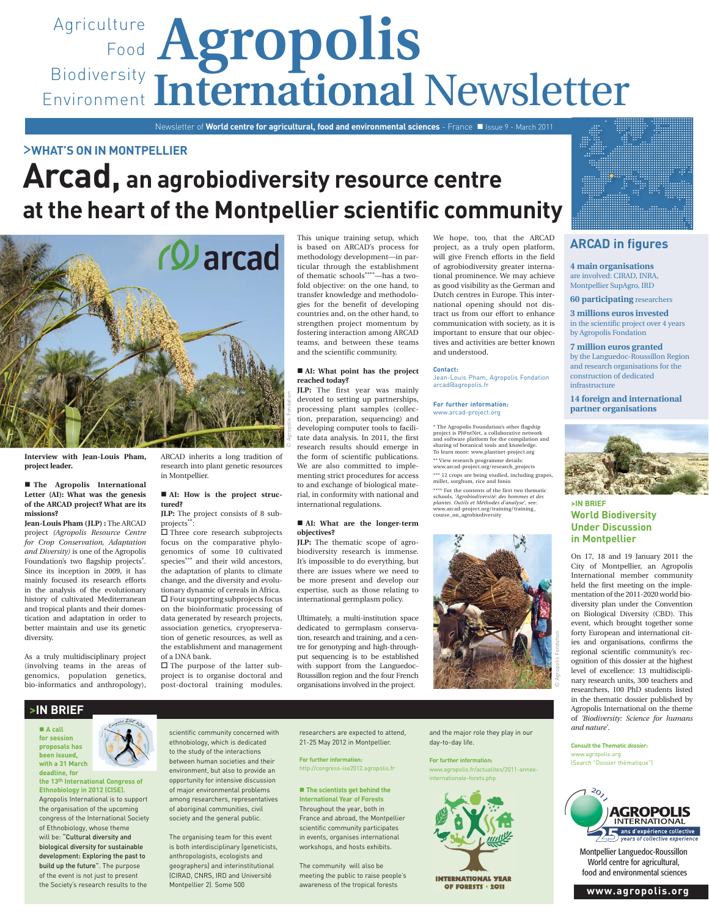Agriculture Food Biodiversity Environment

# Agropolis International Newsletter

Newsletter of **World centre for agricultural, food and environmental sciences** - France ■ Issue 9 - March 2011

## >WHAT'S ON IN MONTPELLIER

# Arcad, an agrobiodiversity resource centre at the heart of the Montpellier scientific community

**Interview with Jean-Louis Pham, project leader.**

**■ The Agropolis International Letter (AI): What was the genesis of the ARCAD project? What are its missions?**

**Jean-Louis Pham (JLP) :** The ARCAD project *(Agropolis Resource Centre for Crop Conservation, Adaptation and Diversity)* is one of the Agropolis Foundation's two flagship projects*. Since its inception in 2009, it has mainly focused its research efforts in the analysis of the evolutionary history of cultivated Mediterranean and tropical plants and their domestication and adaptation in order to better maintain and use its genetic diversity.

As a truly multidisciplinary project (involving teams in the areas of genomics, population genetics, bio-informatics and anthropology), ARCAD inherits a long tradition of research into plant genetic resources in Montpellier.

**■ AI: How is the project structured?**

**JLP:** The project consists of 8 subprojects**:

☐ Three core research subprojects focus on the comparative phylogenomics of some 10 cultivated species*** and their wild ancestors, the adaptation of plants to climate change, and the diversity and evolutionary dynamic of cereals in Africa.

☐ Four supporting subprojects focus on the bioinformatic processing of data generated by research projects, association genetics, cryopreservation of genetic resources, as well as the establishment and management of a DNA bank.

☐ The purpose of the latter subproject is to organise doctoral and post-doctoral training modules. This unique training setup, which is based on ARCAD's process for methodology development—in particular through the establishment of thematic schools****—has a twofold objective: on the one hand, to transfer knowledge and methodologies for the benefit of developing countries and, on the other hand, to strengthen project momentum by fostering interaction among ARCAD teams, and between these teams and the scientific community.

**■ AI: What point has the project reached today?**

**JLP:** The first year was mainly devoted to setting up partnerships, processing plant samples (collection, preparation, sequencing) and developing computer tools to facilitate data analysis. In 2011, the first research results should emerge in the form of scientific publications. We are also committed to implementing strict procedures for access to and exchange of biological material, in conformity with national and international regulations.

**■ AI: What are the longer-term objectives?**

**JLP:** The thematic scope of agrobiodiversity research is immense. It's impossible to do everything, but there are issues where we need to be more present and develop our expertise, such as those relating to international germplasm policy.

Ultimately, a multi-institution space dedicated to germplasm conservation, research and training, and a centre for genotyping and high-throughput sequencing is to be established with support from the Languedoc-Roussillon region and the four French organisations involved in the project.

We hope, too, that the ARCAD project, as a truly open platform, will give French efforts in the field of agrobiodiversity greater international prominence. We may achieve as good visibility as the German and Dutch centres in Europe. This international opening should not distract us from our effort to enhance communication with society, as it is important to ensure that our objectives and activities are better known and understood.

**Contact:**
Jean-Louis Pham, Agropolis Fondation
arcad@agropolis.fr

**For further information:**
www.arcad-project.org

\* The Agropolis Foundation's other flagship project is Pl@ntNet, a collaborative network and software platform for the compilation and sharing of botanical tools and knowledge. To learn more: www.plantnet-project.org

\*\* View research programme details: www.arcad-project.org/research_projects

\*\*\* 12 crops are being studied, including grapes, millet, sorghum, rice and fonio

\*\*\*\* For the contents of the first two thematic schools, *'Agrobiodiversité: des hommes et des plantes. Outils et Méthodes d'analyse'*, see: www.arcad-project.org/training/training_course_on_agrobiodiversity

© Agropolis Fondation

## ARCAD in figures

**4 main organisations** are involved: CIRAD, INRA, Montpellier SupAgro, IRD

**60 participating** researchers

**3 millions euros invested** in the scientific project over 4 years by Agropolis Fondation

**7 million euros granted** by the Languedoc-Roussillon Region and research organisations for the construction of dedicated infrastructure

**14 foreign and international partner organisations**

## >IN BRIEF

### World Biodiversity Under Discussion in Montpellier

On 17, 18 and 19 January 2011 the City of Montpellier, an Agropolis International member community held the first meeting on the implementation of the 2011-2020 world biodiversity plan under the Convention on Biological Diversity (CBD). This event, which brought together some forty European and international cities and organisations, confirms the regional scientific community's recognition of this dossier at the highest level of excellence: 13 multidisciplinary research units, 300 teachers and researchers, 100 PhD students listed in the thematic dossier published by Agropolis International on the theme of *'Biodiversity: Science for humans and nature'*.

**Consult the Thematic *dossier*:**
www.agropolis.org
(Search "Dossier thématique")

## >IN BRIEF

**■ A call for session proposals has been issued, with a 31 March deadline, for the 13th International Congress of Ethnobiology in 2012 (CISE).**

Agropolis International is to support the organisation of the upcoming congress of the International Society of Ethnobiology, whose theme will be: **"Cultural diversity and biological diversity for sustainable development: Exploring the past to build up the future"**. The purpose of the event is not just to present the Society's research results to the scientific community concerned with ethnobiology, which is dedicated to the study of the interactions between human societies and their environment, but also to provide an opportunity for intensive discussion of major environmental problems among researchers, representatives of aboriginal communities, civil society and the general public.

The organising team for this event is both interdisciplinary (geneticists, anthropologists, ecologists and geographers) and interinstitutional (CIRAD, CNRS, IRD and Université Montpellier 2). Some 500 researchers are expected to attend, 21-25 May 2012 in Montpellier.

**For further information:**
http://congress-ise2012.agropolis.fr

**■ The scientists get behind the International Year of Forests**

Throughout the year, both in France and abroad, the Montpellier scientific community participates in events, organises international workshops, and hosts exhibits.

The community will also be meeting the public to raise people's awareness of the tropical forests and the major role they play in our day-to-day life.

**For further information:**
www.agropolis.fr/actualites/2011-annee-internationale-forets.php

INTERNATIONAL YEAR OF FORESTS • 2011

2011 AGROPOLIS INTERNATIONAL 25 ans d'expérience collective / years of collective experience

Montpellier Languedoc-Roussillon World centre for agricultural, food and environmental sciences

www.agropolis.org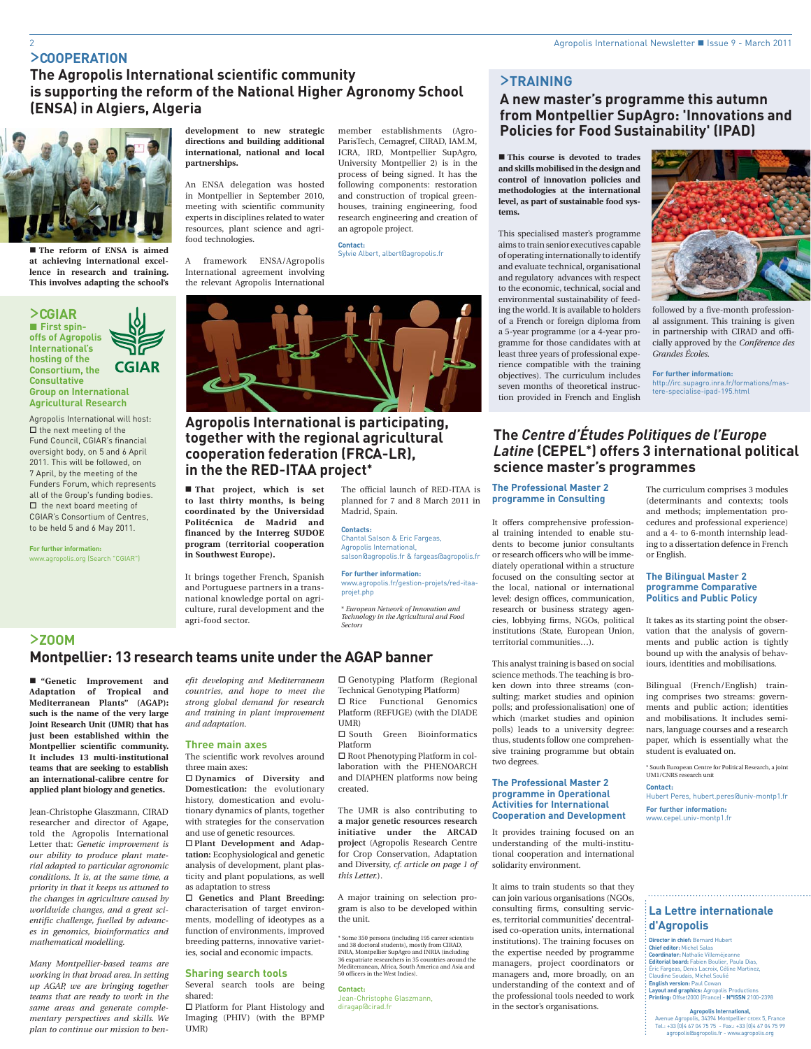## >COOPERATION

# The Agropolis International scientific community is supporting the reform of the National Higher Agronomy School (ENSA) in Algiers, Algeria

■ **The reform of ENSA is aimed at achieving international excellence in research and training. This involves adapting the school's development to new strategic directions and building additional international, national and local partnerships.**

An ENSA delegation was hosted in Montpellier in September 2010, meeting with scientific community experts in disciplines related to water resources, plant science and agrifood technologies.

A framework ENSA/Agropolis International agreement involving the relevant Agropolis International member establishments (AgroParisTech, Cemagref, CIRAD, IAM.M, ICRA, IRD, Montpellier SupAgro, University Montpellier 2) is in the process of being signed. It has the following components: restoration and construction of tropical greenhouses, training engineering, food research engineering and creation of an agropole project.

**Contact:**
Sylvie Albert, albert@agropolis.fr

## >CGIAR

■ **First spin-offs of Agropolis International's hosting of the Consortium, the Consultative Group on International Agricultural Research**

Agropolis International will host:

☐ the next meeting of the Fund Council, CGIAR's financial arm, to be held on 5 and 6 April 2011. This will be followed, on 7 April, by the meeting of the Funders Forum, which represents all of the Group's funding bodies.

☐ the next board meeting of CGIAR's Consortium of Centres, to be held 5 and 6 May 2011.

**For further information:**
www.agropolis.org (Search "CGIAR")

# Agropolis International is participating, together with the regional agricultural cooperation federation (FRCA-LR), in the RED-ITAA project*

■ **That project, which is set to last thirty months, is being coordinated by the Universidad Politécnica de Madrid and financed by the Interreg SUDOE program (territorial cooperation in Southwest Europe).**

It brings together French, Spanish and Portuguese partners in a transnational knowledge portal on agriculture, rural development and the agri-food sector.

The official launch of RED-ITAA is planned for 7 and 8 March 2011 in Madrid, Spain.

**Contacts:**
Chantal Salson & Eric Fargeas,
Agropolis International,
salson@agropolis.fr & fargeas@agropolis.fr

**For further information:**
www.agropolis.fr/gestion-projets/red-itaa-projet.php

\* *European Network of Innovation and Technology in the Agricultural and Food Sectors*

## >TRAINING

# A new master's programme this autumn from Montpellier SupAgro: 'Innovations and Policies for Food Sustainability' (IPAD)

■ **This course is devoted to trades and skills mobilised in the design and control of innovation policies and methodologies at the international level, as part of sustainable food systems.**

This specialised master's programme aims to train senior executives capable of operating internationally to identify and evaluate technical, organisational and regulatory advances with respect to the economic, technical, social and environmental sustainability of feeding the world. It is available to holders of a French or foreign diploma from a 5-year programme (or a 4-year programme for those candidates with at least three years of professional experience compatible with the training objectives). The curriculum includes seven months of theoretical instruction provided in French and English followed by a five-month professional assignment. This training is given in partnership with CIRAD and officially approved by the *Conférence des Grandes Écoles*.

**For further information:**
http://irc.supagro.inra.fr/formations/mastere-specialise-ipad-195.html

# The *Centre d'Études Politiques de l'Europe Latine* (CEPEL*) offers 3 international political science master's programmes

### The Professional Master 2 programme in Consulting

It offers comprehensive professional training intended to enable students to become junior consultants or research officers who will be immediately operational within a structure focused on the consulting sector at the local, national or international level: design offices, communication, research or business strategy agencies, lobbying firms, NGOs, political institutions (State, European Union, territorial communities…).

This analyst training is based on social science methods. The teaching is broken down into three streams (consulting; market studies and opinion polls; and professionalisation) one of which (market studies and opinion polls) leads to a university degree: thus, students follow one comprehensive training programme but obtain two degrees.

### The Professional Master 2 programme in Operational Activities for International Cooperation and Development

It provides training focused on an understanding of the multi-institutional cooperation and international solidarity environment.

It aims to train students so that they can join various organisations (NGOs, consulting firms, consulting services, territorial communities' decentralised co-operation units, international institutions). The training focuses on the expertise needed by programme managers, project coordinators or managers and, more broadly, on an understanding of the context and of the professional tools needed to work in the sector's organisations.

The curriculum comprises 3 modules (determinants and contexts; tools and methods; implementation procedures and professional experience) and a 4- to 6-month internship leading to a dissertation defence in French or English.

### The Bilingual Master 2 programme Comparative Politics and Public Policy

It takes as its starting point the observation that the analysis of governments and public action is tightly bound up with the analysis of behaviours, identities and mobilisations.

Bilingual (French/English) training comprises two streams: governments and public action; identities and mobilisations. It includes seminars, language courses and a research paper, which is essentially what the student is evaluated on.

\* South European Centre for Political Research, a joint UM1/CNRS research unit

**Contact:**
Hubert Peres, hubert.peres@univ-montp1.fr

**For further information:**
www.cepel.univ-montp1.fr

## >ZOOM

# Montpellier: 13 research teams unite under the AGAP banner

■ **"Genetic Improvement and Adaptation of Tropical and Mediterranean Plants" (AGAP): such is the name of the very large Joint Research Unit (UMR) that has just been established within the Montpellier scientific community. It includes 13 multi-institutional teams that are seeking to establish an international-calibre centre for applied plant biology and genetics.**

Jean-Christophe Glaszmann, CIRAD researcher and director of Agape, told the Agropolis International Letter that: *Genetic improvement is our ability to produce plant material adapted to particular agronomic conditions. It is, at the same time, a priority in that it keeps us attuned to the changes in agriculture caused by worldwide changes, and a great scientific challenge, fuelled by advances in genomics, bioinformatics and mathematical modelling.*

*Many Montpellier-based teams are working in that broad area. In setting up AGAP, we are bringing together teams that are ready to work in the same areas and generate complementary perspectives and skills. We plan to continue our mission to benefit developing and Mediterranean countries, and hope to meet the strong global demand for research and training in plant improvement and adaptation.*

### Three main axes

The scientific work revolves around three main axes:

☐ **Dynamics of Diversity and Domestication:** the evolutionary history, domestication and evolutionary dynamics of plants, together with strategies for the conservation and use of genetic resources.

☐ **Plant Development and Adaptation:** Ecophysiological and genetic analysis of development, plant plasticity and plant populations, as well as adaptation to stress

☐ **Genetics and Plant Breeding:** characterisation of target environments, modelling of ideotypes as a function of environments, improved breeding patterns, innovative varieties, social and economic impacts.

### Sharing search tools

Several search tools are being shared:

☐ Platform for Plant Histology and Imaging (PHIV) (with the BPMP UMR)

☐ Genotyping Platform (Regional Technical Genotyping Platform)

☐ Rice Functional Genomics Platform (REFUGE) (with the DIADE UMR)

☐ South Green Bioinformatics Platform

☐ Root Phenotyping Platform in collaboration with the PHENOARCH and DIAPHEN platforms now being created.

The UMR is also contributing to **a major genetic resources research initiative under the ARCAD project** (Agropolis Research Centre for Crop Conservation, Adaptation and Diversity, *cf. article on page 1 of this Letter.*).

A major training on selection program is also to be developed within the unit.

\* Some 350 persons (including 195 career scientists and 38 doctoral students), mostly from CIRAD, INRA, Montpellier SupAgro and INRIA (including 36 expatriate researchers in 35 countries around the Mediterranean, Africa, South America and Asia and 50 officers in the West Indies).

**Contact:**
Jean-Christophe Glaszmann,
diragap@cirad.fr

## La Lettre internationale d'Agropolis

**Director in chief:** Bernard Hubert
**Chief editor:** Michel Salas
**Coordinator:** Nathalie Villeméjeanne
**Editorial board:** Fabien Boulier, Paula Dias, Éric Fargeas, Denis Lacroix, Céline Martinez, Claudine Soudais, Michel Soulié
**English version:** Paul Cowan
**Layout and graphics:** Agropolis Productions
**Printing:** Offset2000 (France) - **N°ISSN** 2100-2398

**Agropolis International,**
Avenue Agropolis, 34394 Montpellier CEDEX 5, France
Tel.: +33 (0)4 67 04 75 75 - Fax.: +33 (0)4 67 04 75 99
agropolis@agropolis.fr - www.agropolis.org